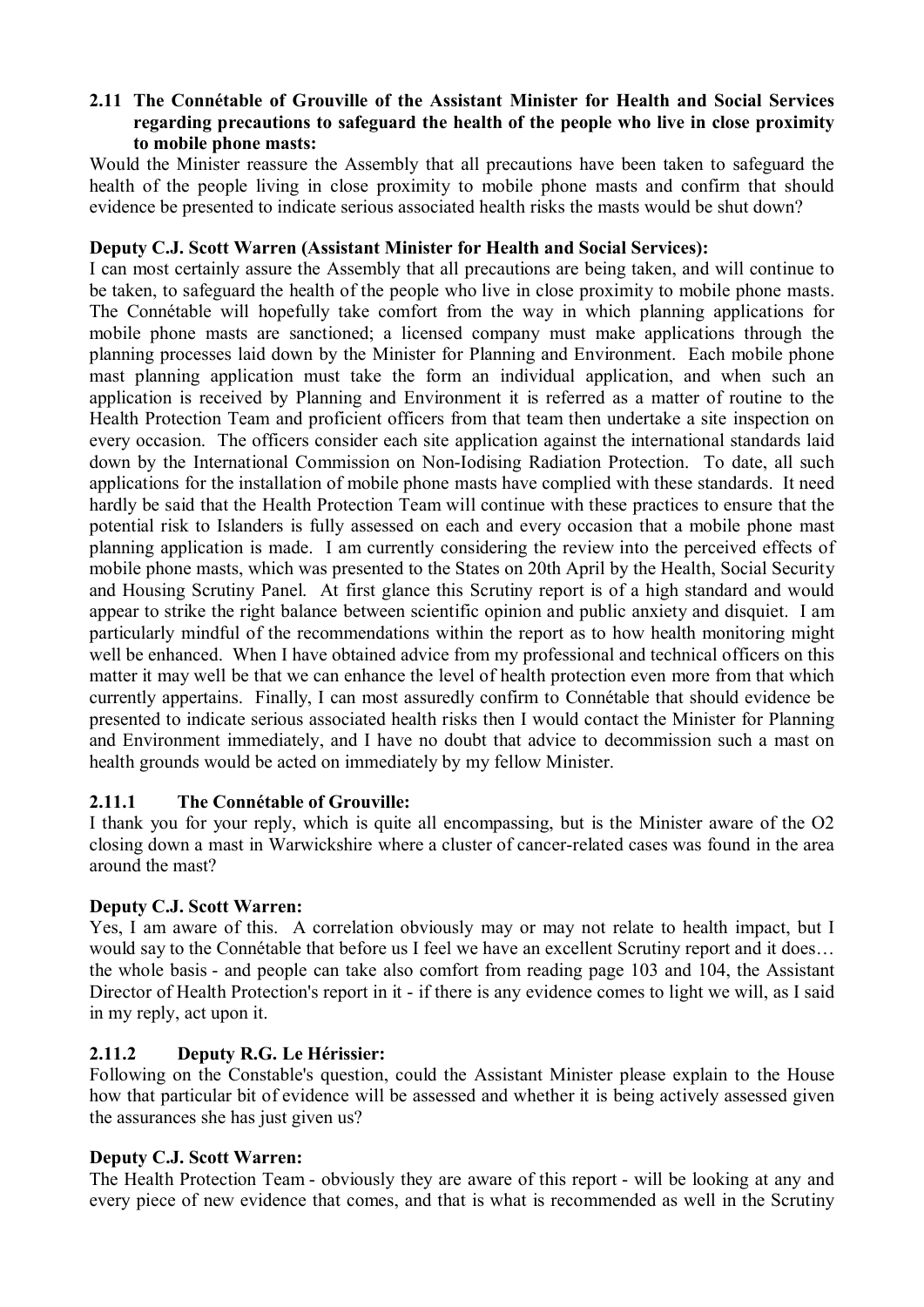### 2.11 The Connétable of Grouville of the Assistant Minister for Health and Social Services regarding precautions to safeguard the health of the people who live in close proximity to mobile phone masts:

Would the Minister reassure the Assembly that all precautions have been taken to safeguard the health of the people living in close proximity to mobile phone masts and confirm that should evidence be presented to indicate serious associated health risks the masts would be shut down?

**Deputy C.J. Scott Warren (Assistant Minister for Health and Social Services):**

I can most certainly assure the Assembly that all precautions are being taken, and will continue to be taken, to safeguard the health of the people who live in close proximity to mobile phone masts. The Connétable will hopefully take comfort from the way in which planning applications for mobile phone masts are sanctioned; a licensed company must make applications through the planning processes laid down by the Minister for Planning and Environment. Each mobile phone mast planning application must take the form an individual application, and when such an application is received by Planning and Environment it is referred as a matter of routine to the Health Protection Team and proficient officers from that team then undertake a site inspection on every occasion. The officers consider each site application against the international standards laid down by the International Commission on Non-Iodising Radiation Protection. To date, all such applications for the installation of mobile phone masts have complied with these standards. It need hardly be said that the Health Protection Team will continue with these practices to ensure that the potential risk to Islanders is fully assessed on each and every occasion that a mobile phone mast planning application is made. I am currently considering the review into the perceived effects of mobile phone masts, which was presented to the States on 20th April by the Health, Social Security and Housing Scrutiny Panel. At first glance this Scrutiny report is of a high standard and would appear to strike the right balance between scientific opinion and public anxiety and disquiet. I am particularly mindful of the recommendations within the report as to how health monitoring might well be enhanced. When I have obtained advice from my professional and technical officers on this matter it may well be that we can enhance the level of health protection even more from that which currently appertains. Finally, I can most assuredly confirm to Connétable that should evidence be presented to indicate serious associated health risks then I would contact the Minister for Planning and Environment immediately, and I have no doubt that advice to decommission such a mast on health grounds would be acted on immediately by my fellow Minister.

### 2.11.1 The Connétable of Grouville:

I thank you for your reply, which is quite all encompassing, but is the Minister aware of the O2 closing down a mast in Warwickshire where a cluster of cancer-related cases was found in the area around the mast?

**Deputy C.J. Scott Warren:**

Yes, I am aware of this. A correlation obviously may or may not relate to health impact, but I would say to the Connétable that before us I feel we have an excellent Scrutiny report and it does… the whole basis - and people can take also comfort from reading page 103 and 104, the Assistant Director of Health Protection's report in it - if there is any evidence comes to light we will, as I said in my reply, act upon it.

### 2.11.2 Deputy R.G. Le Hérissier:

Following on the Constable's question, could the Assistant Minister please explain to the House how that particular bit of evidence will be assessed and whether it is being actively assessed given the assurances she has just given us?

**Deputy C.J. Scott Warren:**

The Health Protection Team - obviously they are aware of this report - will be looking at any and every piece of new evidence that comes, and that is what is recommended as well in the Scrutiny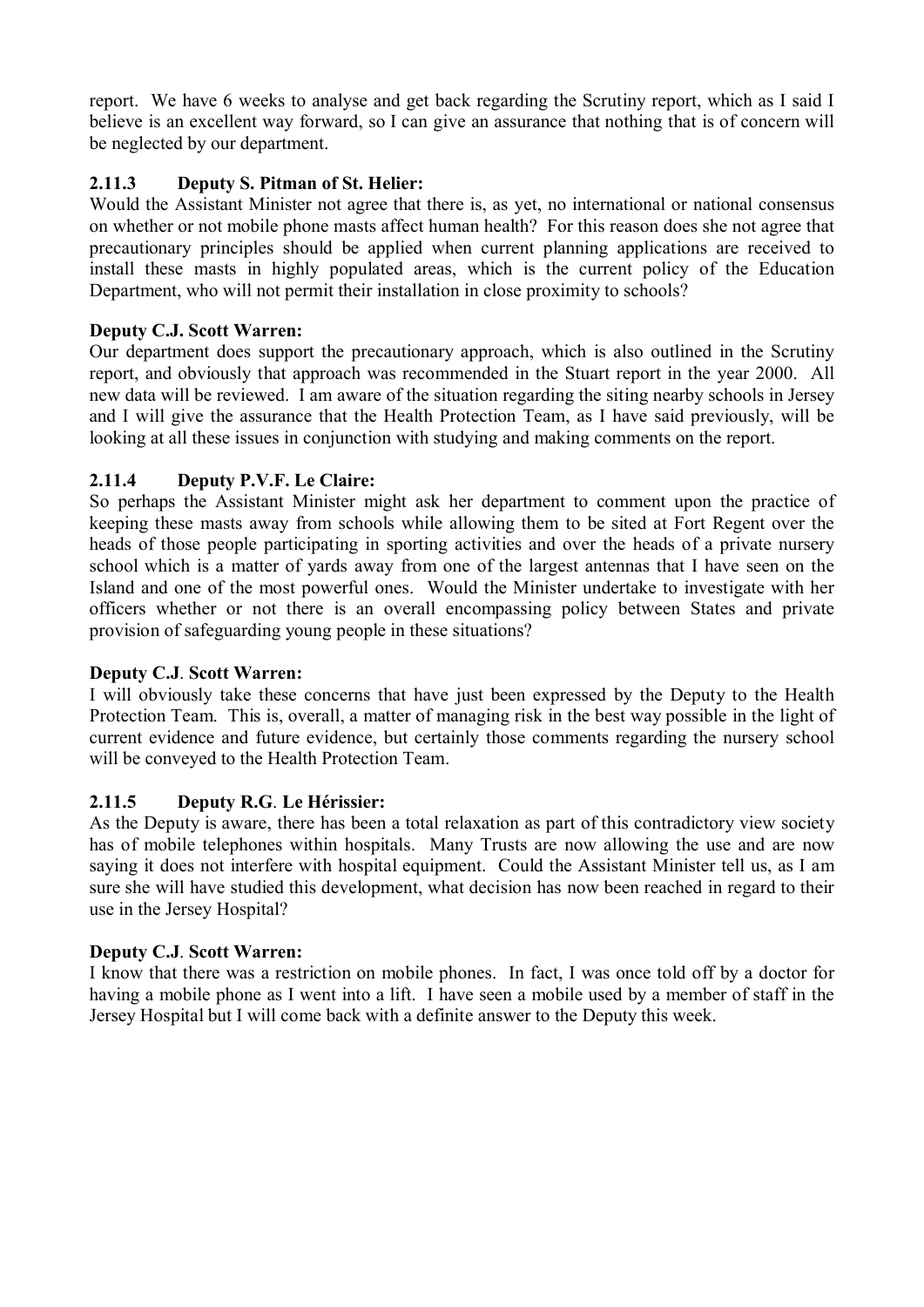report. We have 6 weeks to analyse and get back regarding the Scrutiny report, which as I said I believe is an excellent way forward, so I can give an assurance that nothing that is of concern will be neglected by our department.

### 2.11.3 Deputy S. Pitman of St. Helier:

Would the Assistant Minister not agree that there is, as yet, no international or national consensus on whether or not mobile phone masts affect human health? For this reason does she not agree that precautionary principles should be applied when current planning applications are received to install these masts in highly populated areas, which is the current policy of the Education Department, who will not permit their installation in close proximity to schools?

**Deputy C.J. Scott Warren:**

Our department does support the precautionary approach, which is also outlined in the Scrutiny report, and obviously that approach was recommended in the Stuart report in the year 2000. All new data will be reviewed. I am aware of the situation regarding the siting nearby schools in Jersey and I will give the assurance that the Health Protection Team, as I have said previously, will be looking at all these issues in conjunction with studying and making comments on the report.

### 2.11.4 Deputy P.V.F. Le Claire:

So perhaps the Assistant Minister might ask her department to comment upon the practice of keeping these masts away from schools while allowing them to be sited at Fort Regent over the heads of those people participating in sporting activities and over the heads of a private nursery school which is a matter of yards away from one of the largest antennas that I have seen on the Island and one of the most powerful ones. Would the Minister undertake to investigate with her officers whether or not there is an overall encompassing policy between States and private provision of safeguarding young people in these situations?

**Deputy C.J. Scott Warren:**

I will obviously take these concerns that have just been expressed by the Deputy to the Health Protection Team. This is, overall, a matter of managing risk in the best way possible in the light of current evidence and future evidence, but certainly those comments regarding the nursery school will be conveyed to the Health Protection Team.

### 2.11.5 Deputy R.G. Le Hérissier:

As the Deputy is aware, there has been a total relaxation as part of this contradictory view society has of mobile telephones within hospitals. Many Trusts are now allowing the use and are now saying it does not interfere with hospital equipment. Could the Assistant Minister tell us, as I am sure she will have studied this development, what decision has now been reached in regard to their use in the Jersey Hospital?

**Deputy C.J. Scott Warren:**

I know that there was a restriction on mobile phones. In fact, I was once told off by a doctor for having a mobile phone as I went into a lift. I have seen a mobile used by a member of staff in the Jersey Hospital but I will come back with a definite answer to the Deputy this week.